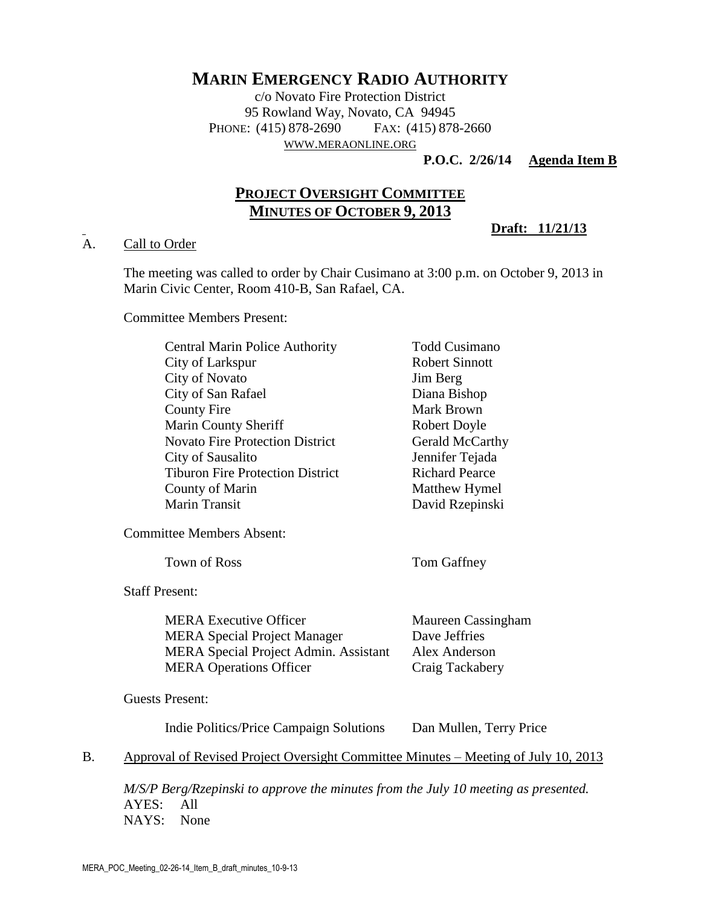# MARIN EMERGENCY RADIO AUTHORITY

c/o Novato Fire Protection District
95 Rowland Way, Novato, CA 94945
PHONE: (415) 878-2690 FAX: (415) 878-2660
WWW.MERAONLINE.ORG

**P.O.C. 2/26/14 Agenda Item B**

## PROJECT OVERSIGHT COMMITTEE
## MINUTES OF OCTOBER 9, 2013

**Draft: 11/21/13**

A. Call to Order

The meeting was called to order by Chair Cusimano at 3:00 p.m. on October 9, 2013 in Marin Civic Center, Room 410-B, San Rafael, CA.

Committee Members Present:

| | |
|---|---|
| Central Marin Police Authority | Todd Cusimano |
| City of Larkspur | Robert Sinnott |
| City of Novato | Jim Berg |
| City of San Rafael | Diana Bishop |
| County Fire | Mark Brown |
| Marin County Sheriff | Robert Doyle |
| Novato Fire Protection District | Gerald McCarthy |
| City of Sausalito | Jennifer Tejada |
| Tiburon Fire Protection District | Richard Pearce |
| County of Marin | Matthew Hymel |
| Marin Transit | David Rzepinski |

Committee Members Absent:

| | |
|---|---|
| Town of Ross | Tom Gaffney |

Staff Present:

| | |
|---|---|
| MERA Executive Officer | Maureen Cassingham |
| MERA Special Project Manager | Dave Jeffries |
| MERA Special Project Admin. Assistant | Alex Anderson |
| MERA Operations Officer | Craig Tackabery |

Guests Present:

| | |
|---|---|
| Indie Politics/Price Campaign Solutions | Dan Mullen, Terry Price |

B. Approval of Revised Project Oversight Committee Minutes – Meeting of July 10, 2013

*M/S/P Berg/Rzepinski to approve the minutes from the July 10 meeting as presented.*
AYES: All
NAYS: None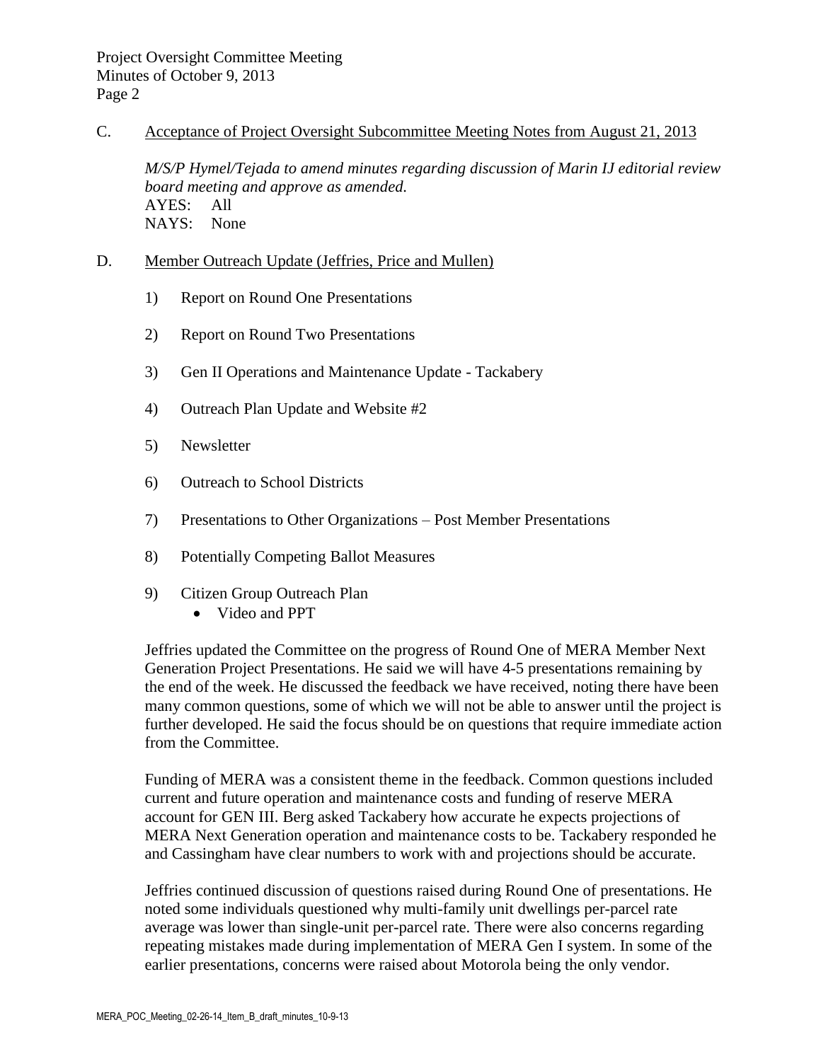C. Acceptance of Project Oversight Subcommittee Meeting Notes from August 21, 2013

*M/S/P Hymel/Tejada to amend minutes regarding discussion of Marin IJ editorial review board meeting and approve as amended.*
AYES: All
NAYS: None

D. Member Outreach Update (Jeffries, Price and Mullen)

1) Report on Round One Presentations

2) Report on Round Two Presentations

3) Gen II Operations and Maintenance Update - Tackabery

4) Outreach Plan Update and Website #2

5) Newsletter

6) Outreach to School Districts

7) Presentations to Other Organizations – Post Member Presentations

8) Potentially Competing Ballot Measures

9) Citizen Group Outreach Plan
   - Video and PPT

Jeffries updated the Committee on the progress of Round One of MERA Member Next Generation Project Presentations. He said we will have 4-5 presentations remaining by the end of the week. He discussed the feedback we have received, noting there have been many common questions, some of which we will not be able to answer until the project is further developed. He said the focus should be on questions that require immediate action from the Committee.

Funding of MERA was a consistent theme in the feedback. Common questions included current and future operation and maintenance costs and funding of reserve MERA account for GEN III. Berg asked Tackabery how accurate he expects projections of MERA Next Generation operation and maintenance costs to be. Tackabery responded he and Cassingham have clear numbers to work with and projections should be accurate.

Jeffries continued discussion of questions raised during Round One of presentations. He noted some individuals questioned why multi-family unit dwellings per-parcel rate average was lower than single-unit per-parcel rate. There were also concerns regarding repeating mistakes made during implementation of MERA Gen I system. In some of the earlier presentations, concerns were raised about Motorola being the only vendor.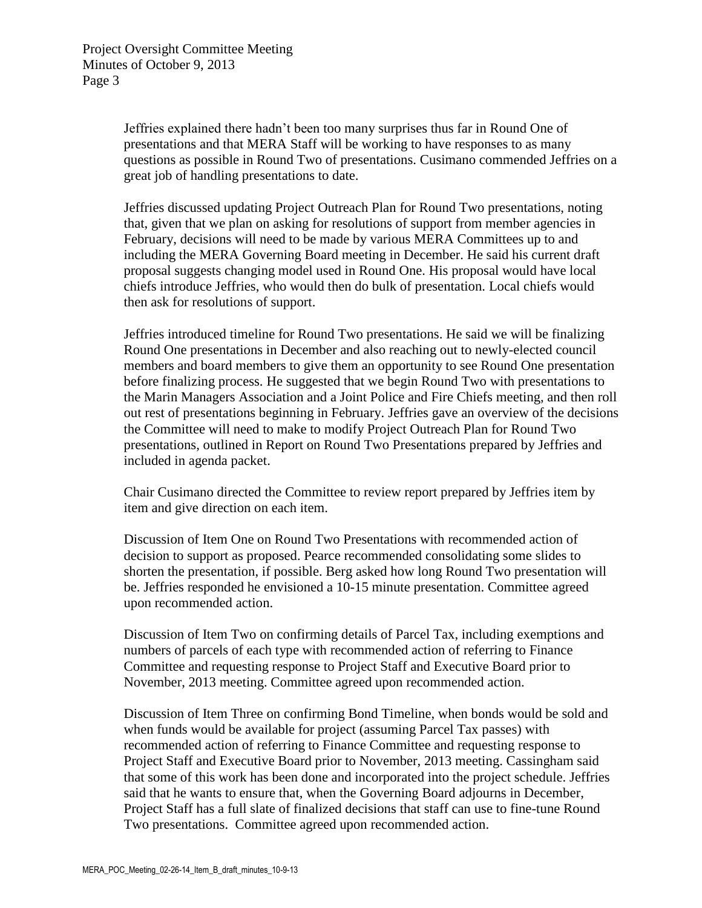Jeffries explained there hadn't been too many surprises thus far in Round One of presentations and that MERA Staff will be working to have responses to as many questions as possible in Round Two of presentations. Cusimano commended Jeffries on a great job of handling presentations to date.

Jeffries discussed updating Project Outreach Plan for Round Two presentations, noting that, given that we plan on asking for resolutions of support from member agencies in February, decisions will need to be made by various MERA Committees up to and including the MERA Governing Board meeting in December. He said his current draft proposal suggests changing model used in Round One. His proposal would have local chiefs introduce Jeffries, who would then do bulk of presentation. Local chiefs would then ask for resolutions of support.

Jeffries introduced timeline for Round Two presentations. He said we will be finalizing Round One presentations in December and also reaching out to newly-elected council members and board members to give them an opportunity to see Round One presentation before finalizing process. He suggested that we begin Round Two with presentations to the Marin Managers Association and a Joint Police and Fire Chiefs meeting, and then roll out rest of presentations beginning in February. Jeffries gave an overview of the decisions the Committee will need to make to modify Project Outreach Plan for Round Two presentations, outlined in Report on Round Two Presentations prepared by Jeffries and included in agenda packet.

Chair Cusimano directed the Committee to review report prepared by Jeffries item by item and give direction on each item.

Discussion of Item One on Round Two Presentations with recommended action of decision to support as proposed. Pearce recommended consolidating some slides to shorten the presentation, if possible. Berg asked how long Round Two presentation will be. Jeffries responded he envisioned a 10-15 minute presentation. Committee agreed upon recommended action.

Discussion of Item Two on confirming details of Parcel Tax, including exemptions and numbers of parcels of each type with recommended action of referring to Finance Committee and requesting response to Project Staff and Executive Board prior to November, 2013 meeting. Committee agreed upon recommended action.

Discussion of Item Three on confirming Bond Timeline, when bonds would be sold and when funds would be available for project (assuming Parcel Tax passes) with recommended action of referring to Finance Committee and requesting response to Project Staff and Executive Board prior to November, 2013 meeting. Cassingham said that some of this work has been done and incorporated into the project schedule. Jeffries said that he wants to ensure that, when the Governing Board adjourns in December, Project Staff has a full slate of finalized decisions that staff can use to fine-tune Round Two presentations. Committee agreed upon recommended action.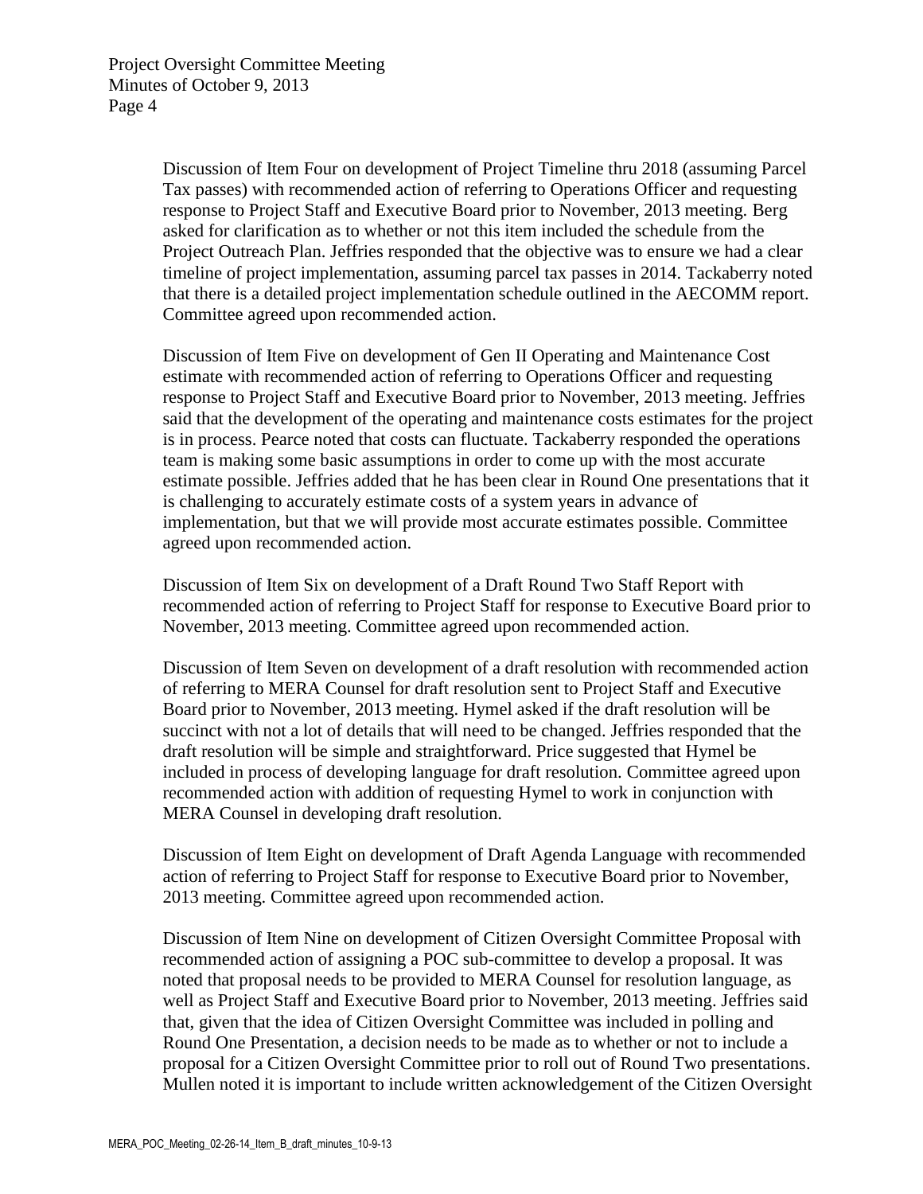Discussion of Item Four on development of Project Timeline thru 2018 (assuming Parcel Tax passes) with recommended action of referring to Operations Officer and requesting response to Project Staff and Executive Board prior to November, 2013 meeting. Berg asked for clarification as to whether or not this item included the schedule from the Project Outreach Plan. Jeffries responded that the objective was to ensure we had a clear timeline of project implementation, assuming parcel tax passes in 2014. Tackaberry noted that there is a detailed project implementation schedule outlined in the AECOMM report. Committee agreed upon recommended action.

Discussion of Item Five on development of Gen II Operating and Maintenance Cost estimate with recommended action of referring to Operations Officer and requesting response to Project Staff and Executive Board prior to November, 2013 meeting. Jeffries said that the development of the operating and maintenance costs estimates for the project is in process. Pearce noted that costs can fluctuate. Tackaberry responded the operations team is making some basic assumptions in order to come up with the most accurate estimate possible. Jeffries added that he has been clear in Round One presentations that it is challenging to accurately estimate costs of a system years in advance of implementation, but that we will provide most accurate estimates possible. Committee agreed upon recommended action.

Discussion of Item Six on development of a Draft Round Two Staff Report with recommended action of referring to Project Staff for response to Executive Board prior to November, 2013 meeting. Committee agreed upon recommended action.

Discussion of Item Seven on development of a draft resolution with recommended action of referring to MERA Counsel for draft resolution sent to Project Staff and Executive Board prior to November, 2013 meeting. Hymel asked if the draft resolution will be succinct with not a lot of details that will need to be changed. Jeffries responded that the draft resolution will be simple and straightforward. Price suggested that Hymel be included in process of developing language for draft resolution. Committee agreed upon recommended action with addition of requesting Hymel to work in conjunction with MERA Counsel in developing draft resolution.

Discussion of Item Eight on development of Draft Agenda Language with recommended action of referring to Project Staff for response to Executive Board prior to November, 2013 meeting. Committee agreed upon recommended action.

Discussion of Item Nine on development of Citizen Oversight Committee Proposal with recommended action of assigning a POC sub-committee to develop a proposal. It was noted that proposal needs to be provided to MERA Counsel for resolution language, as well as Project Staff and Executive Board prior to November, 2013 meeting. Jeffries said that, given that the idea of Citizen Oversight Committee was included in polling and Round One Presentation, a decision needs to be made as to whether or not to include a proposal for a Citizen Oversight Committee prior to roll out of Round Two presentations. Mullen noted it is important to include written acknowledgement of the Citizen Oversight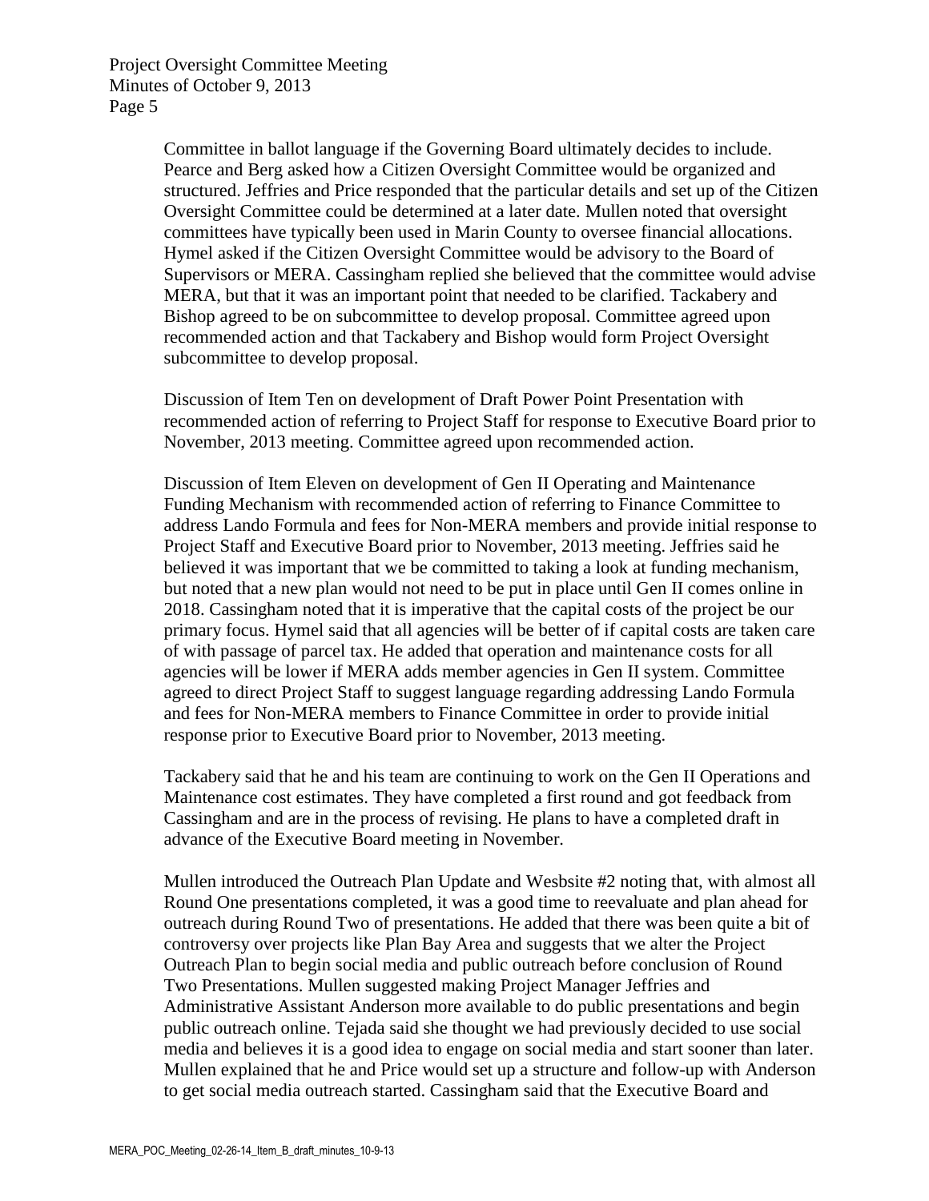Committee in ballot language if the Governing Board ultimately decides to include. Pearce and Berg asked how a Citizen Oversight Committee would be organized and structured. Jeffries and Price responded that the particular details and set up of the Citizen Oversight Committee could be determined at a later date. Mullen noted that oversight committees have typically been used in Marin County to oversee financial allocations. Hymel asked if the Citizen Oversight Committee would be advisory to the Board of Supervisors or MERA. Cassingham replied she believed that the committee would advise MERA, but that it was an important point that needed to be clarified. Tackabery and Bishop agreed to be on subcommittee to develop proposal. Committee agreed upon recommended action and that Tackabery and Bishop would form Project Oversight subcommittee to develop proposal.

Discussion of Item Ten on development of Draft Power Point Presentation with recommended action of referring to Project Staff for response to Executive Board prior to November, 2013 meeting. Committee agreed upon recommended action.

Discussion of Item Eleven on development of Gen II Operating and Maintenance Funding Mechanism with recommended action of referring to Finance Committee to address Lando Formula and fees for Non-MERA members and provide initial response to Project Staff and Executive Board prior to November, 2013 meeting. Jeffries said he believed it was important that we be committed to taking a look at funding mechanism, but noted that a new plan would not need to be put in place until Gen II comes online in 2018. Cassingham noted that it is imperative that the capital costs of the project be our primary focus. Hymel said that all agencies will be better of if capital costs are taken care of with passage of parcel tax. He added that operation and maintenance costs for all agencies will be lower if MERA adds member agencies in Gen II system. Committee agreed to direct Project Staff to suggest language regarding addressing Lando Formula and fees for Non-MERA members to Finance Committee in order to provide initial response prior to Executive Board prior to November, 2013 meeting.

Tackabery said that he and his team are continuing to work on the Gen II Operations and Maintenance cost estimates. They have completed a first round and got feedback from Cassingham and are in the process of revising. He plans to have a completed draft in advance of the Executive Board meeting in November.

Mullen introduced the Outreach Plan Update and Wesbsite #2 noting that, with almost all Round One presentations completed, it was a good time to reevaluate and plan ahead for outreach during Round Two of presentations. He added that there was been quite a bit of controversy over projects like Plan Bay Area and suggests that we alter the Project Outreach Plan to begin social media and public outreach before conclusion of Round Two Presentations. Mullen suggested making Project Manager Jeffries and Administrative Assistant Anderson more available to do public presentations and begin public outreach online. Tejada said she thought we had previously decided to use social media and believes it is a good idea to engage on social media and start sooner than later. Mullen explained that he and Price would set up a structure and follow-up with Anderson to get social media outreach started. Cassingham said that the Executive Board and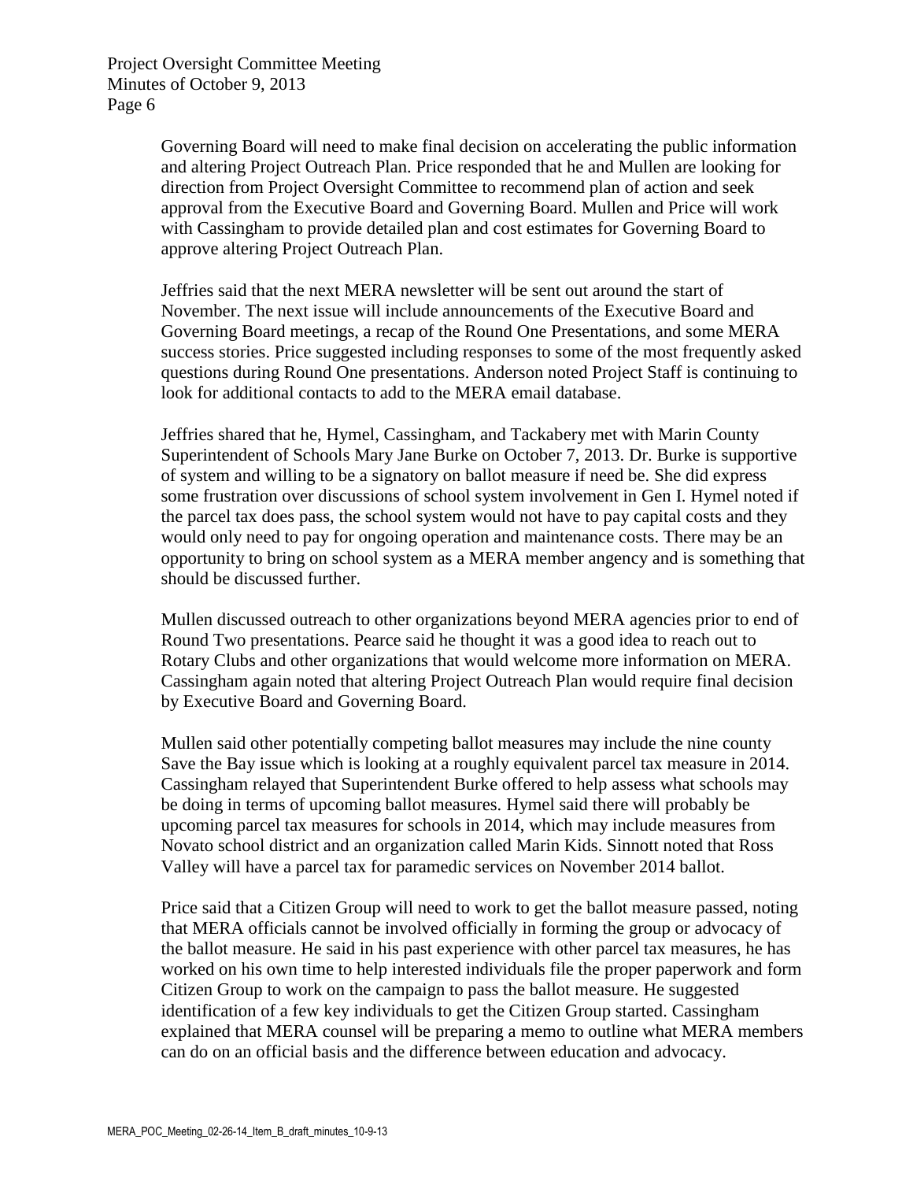Governing Board will need to make final decision on accelerating the public information and altering Project Outreach Plan. Price responded that he and Mullen are looking for direction from Project Oversight Committee to recommend plan of action and seek approval from the Executive Board and Governing Board. Mullen and Price will work with Cassingham to provide detailed plan and cost estimates for Governing Board to approve altering Project Outreach Plan.

Jeffries said that the next MERA newsletter will be sent out around the start of November. The next issue will include announcements of the Executive Board and Governing Board meetings, a recap of the Round One Presentations, and some MERA success stories. Price suggested including responses to some of the most frequently asked questions during Round One presentations. Anderson noted Project Staff is continuing to look for additional contacts to add to the MERA email database.

Jeffries shared that he, Hymel, Cassingham, and Tackabery met with Marin County Superintendent of Schools Mary Jane Burke on October 7, 2013. Dr. Burke is supportive of system and willing to be a signatory on ballot measure if need be. She did express some frustration over discussions of school system involvement in Gen I. Hymel noted if the parcel tax does pass, the school system would not have to pay capital costs and they would only need to pay for ongoing operation and maintenance costs. There may be an opportunity to bring on school system as a MERA member angency and is something that should be discussed further.

Mullen discussed outreach to other organizations beyond MERA agencies prior to end of Round Two presentations. Pearce said he thought it was a good idea to reach out to Rotary Clubs and other organizations that would welcome more information on MERA. Cassingham again noted that altering Project Outreach Plan would require final decision by Executive Board and Governing Board.

Mullen said other potentially competing ballot measures may include the nine county Save the Bay issue which is looking at a roughly equivalent parcel tax measure in 2014. Cassingham relayed that Superintendent Burke offered to help assess what schools may be doing in terms of upcoming ballot measures. Hymel said there will probably be upcoming parcel tax measures for schools in 2014, which may include measures from Novato school district and an organization called Marin Kids. Sinnott noted that Ross Valley will have a parcel tax for paramedic services on November 2014 ballot.

Price said that a Citizen Group will need to work to get the ballot measure passed, noting that MERA officials cannot be involved officially in forming the group or advocacy of the ballot measure. He said in his past experience with other parcel tax measures, he has worked on his own time to help interested individuals file the proper paperwork and form Citizen Group to work on the campaign to pass the ballot measure. He suggested identification of a few key individuals to get the Citizen Group started. Cassingham explained that MERA counsel will be preparing a memo to outline what MERA members can do on an official basis and the difference between education and advocacy.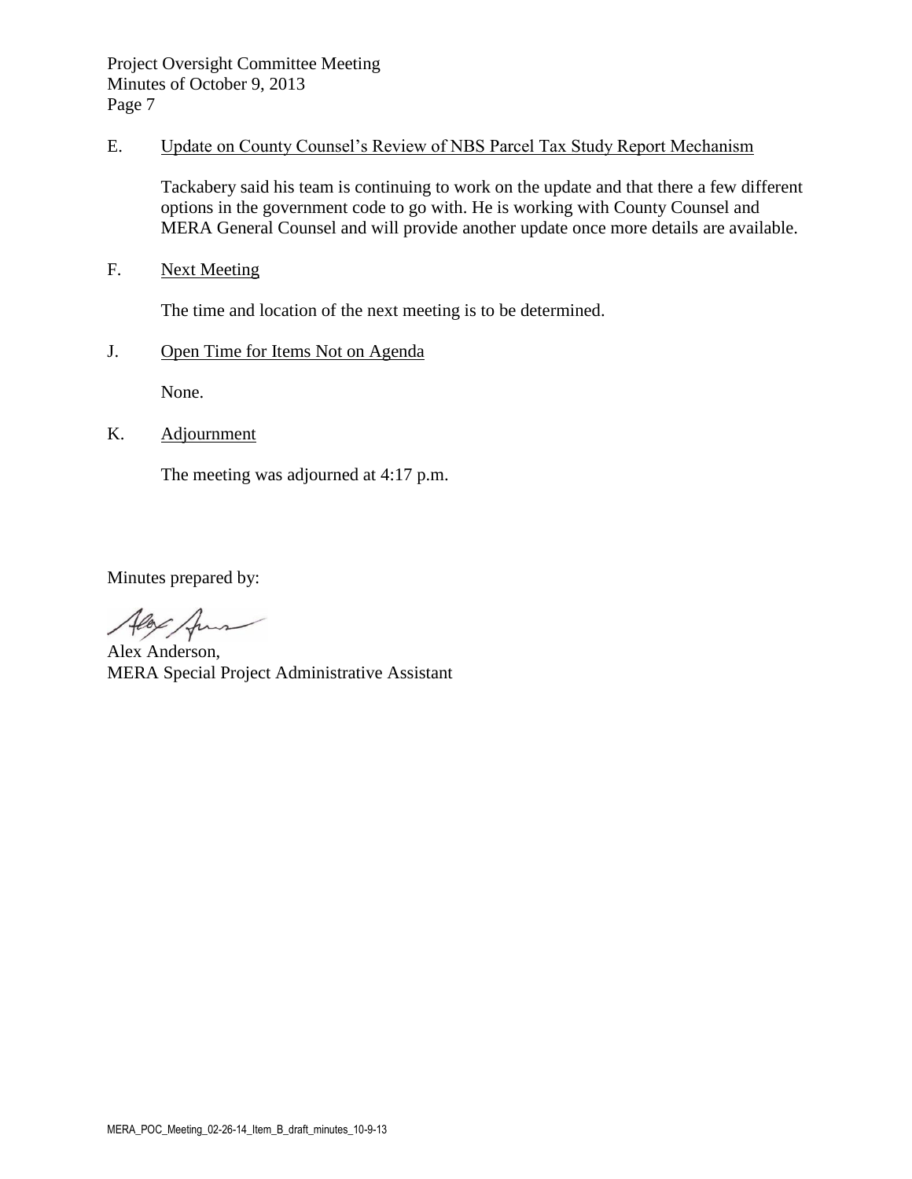E. Update on County Counsel's Review of NBS Parcel Tax Study Report Mechanism

Tackabery said his team is continuing to work on the update and that there a few different options in the government code to go with. He is working with County Counsel and MERA General Counsel and will provide another update once more details are available.

F. Next Meeting

The time and location of the next meeting is to be determined.

J. Open Time for Items Not on Agenda

None.

K. Adjournment

The meeting was adjourned at 4:17 p.m.

Minutes prepared by:

Alex Anderson,
MERA Special Project Administrative Assistant